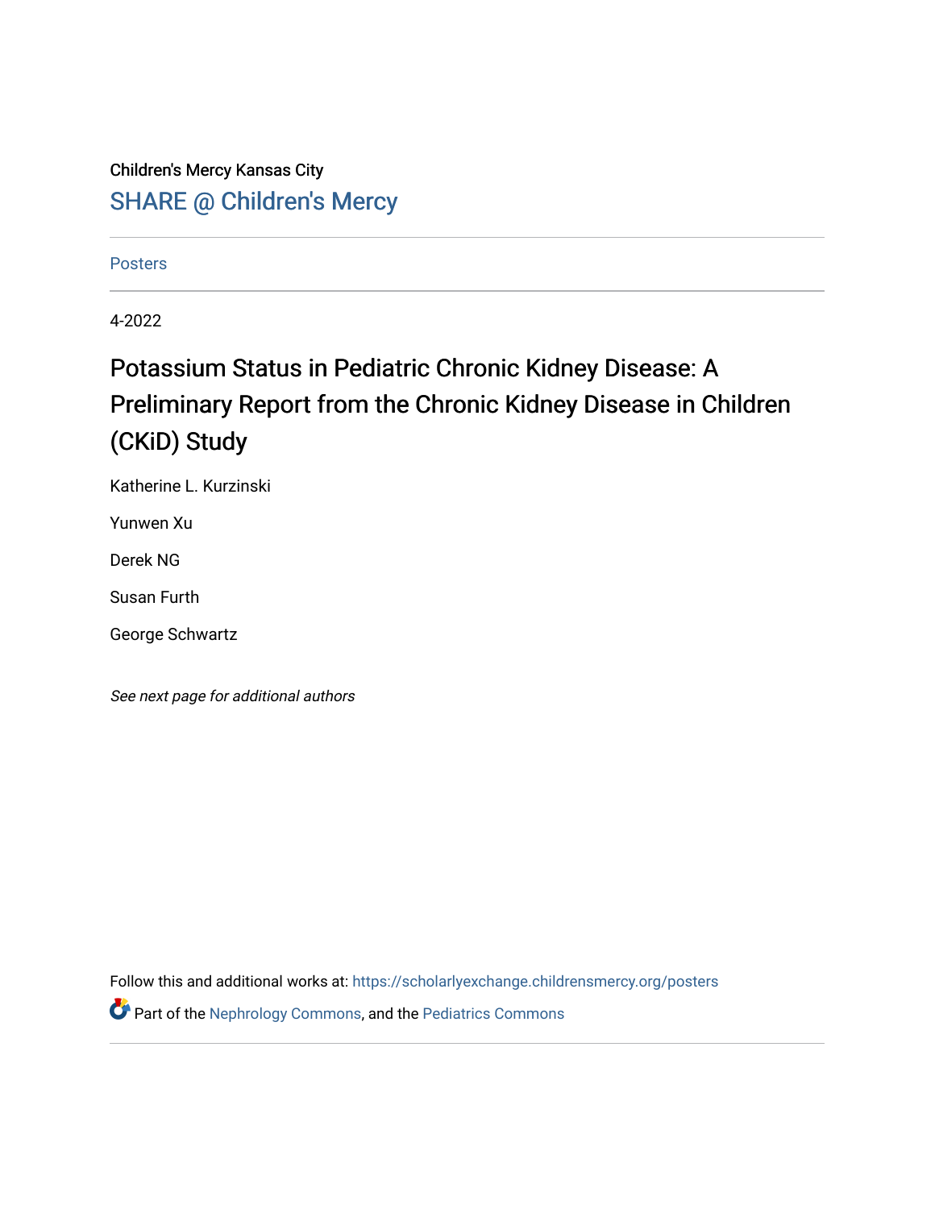Children's Mercy Kansas City

SHARE @ Children's Mercy

Posters

4-2022

# Potassium Status in Pediatric Chronic Kidney Disease: A Preliminary Report from the Chronic Kidney Disease in Children (CKiD) Study

Katherine L. Kurzinski

Yunwen Xu

Derek NG

Susan Furth

George Schwartz

*See next page for additional authors*

Follow this and additional works at: https://scholarlyexchange.childrensmercy.org/posters

Part of the Nephrology Commons, and the Pediatrics Commons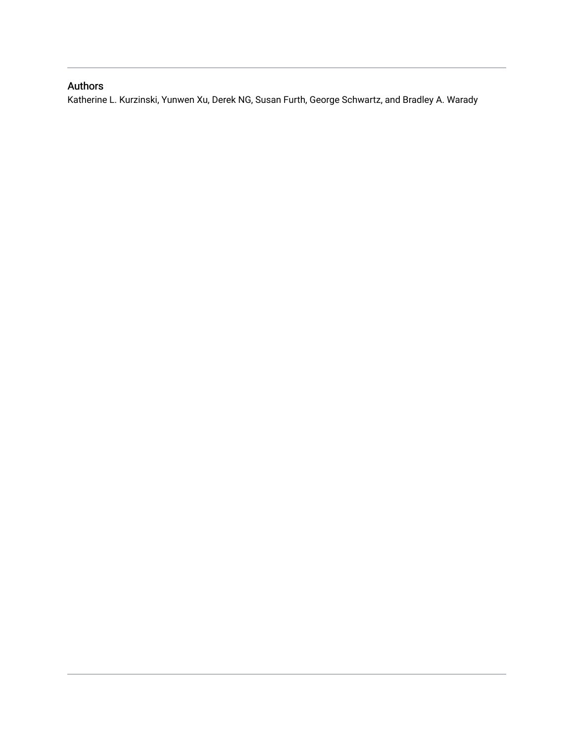## Authors

Katherine L. Kurzinski, Yunwen Xu, Derek NG, Susan Furth, George Schwartz, and Bradley A. Warady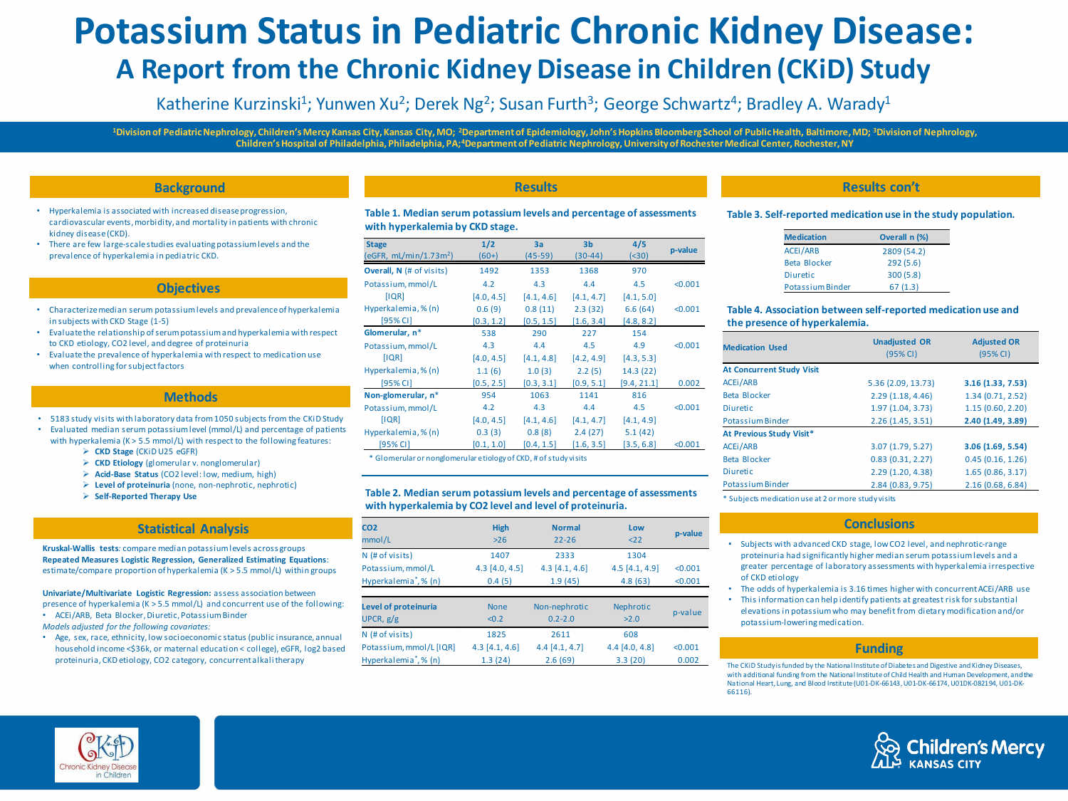# Potassium Status in Pediatric Chronic Kidney Disease:

## A Report from the Chronic Kidney Disease in Children (CKiD) Study

Katherine Kurzinski[1]; Yunwen Xu[2]; Derek Ng[2]; Susan Furth[3]; George Schwartz[4]; Bradley A. Warady[1]

[1]Division of Pediatric Nephrology, Children's Mercy Kansas City, Kansas City, MO; [2]Department of Epidemiology, John's Hopkins Bloomberg School of Public Health, Baltimore, MD; [3]Division of Nephrology, Children's Hospital of Philadelphia, Philadelphia, PA; [4]Department of Pediatric Nephrology, University of Rochester Medical Center, Rochester, NY

## Background

- Hyperkalemia is associated with increased disease progression, cardiovascular events, morbidity, and mortality in patients with chronic kidney disease (CKD).
- There are few large-scale studies evaluating potassium levels and the prevalence of hyperkalemia in pediatric CKD.

## Objectives

- Characterize median serum potassium levels and prevalence of hyperkalemia in subjects with CKD Stage (1-5)
- Evaluate the relationship of serum potassium and hyperkalemia with respect to CKD etiology, CO2 level, and degree of proteinuria
- Evaluate the prevalence of hyperkalemia with respect to medication use when controlling for subject factors

## Methods

- 5183 study visits with laboratory data from 1050 subjects from the CKiD Study
- Evaluated median serum potassium level (mmol/L) and percentage of patients with hyperkalemia (K > 5.5 mmol/L) with respect to the following features:
  - **CKD Stage** (CKiD U25 eGFR)
  - **CKD Etiology** (glomerular v. nonglomerular)
  - **Acid-Base Status** (CO2 level: low, medium, high)
  - **Level of proteinuria** (none, non-nephrotic, nephrotic)
  - **Self-Reported Therapy Use**

## Statistical Analysis

**Kruskal-Wallis tests**: compare median potassium levels across groups
**Repeated Measures Logistic Regression, Generalized Estimating Equations**: estimate/compare proportion of hyperkalemia (K > 5.5 mmol/L) within groups

**Univariate/Multivariate Logistic Regression:** assess association between presence of hyperkalemia (K > 5.5 mmol/L) and concurrent use of the following:
- ACEi/ARB, Beta Blocker, Diuretic, Potassium Binder

*Models adjusted for the following covariates:*
- Age, sex, race, ethnicity, low socioeconomic status (public insurance, annual household income <$36k, or maternal education < college), eGFR, log2 based proteinuria, CKD etiology, CO2 category, concurrent alkali therapy

## Results

**Table 1. Median serum potassium levels and percentage of assessments with hyperkalemia by CKD stage.**

| Stage (eGFR, mL/min/1.73m$^2$) | 1/2 (60+) | 3a (45-59) | 3b (30-44) | 4/5 (<30) | p-value |
|---|---|---|---|---|---|
| **Overall, N** (# of visits) | 1492 | 1353 | 1368 | 970 | |
| Potassium, mmol/L | 4.2 | 4.3 | 4.4 | 4.5 | <0.001 |
| [IQR] | [4.0, 4.5] | [4.1, 4.6] | [4.1, 4.7] | [4.1, 5.0] | |
| Hyperkalemia, % (n) | 0.6 (9) | 0.8 (11) | 2.3 (32) | 6.6 (64) | <0.001 |
| [95% CI] | [0.3, 1.2] | [0.5, 1.5] | [1.6, 3.4] | [4.8, 8.2] | |
| **Glomerular, n*** | 538 | 290 | 227 | 154 | |
| Potassium, mmol/L | 4.3 | 4.4 | 4.5 | 4.9 | <0.001 |
| [IQR] | [4.0, 4.5] | [4.1, 4.8] | [4.2, 4.9] | [4.3, 5.3] | |
| Hyperkalemia, % (n) | 1.1 (6) | 1.0 (3) | 2.2 (5) | 14.3 (22) | |
| [95% CI] | [0.5, 2.5] | [0.3, 3.1] | [0.9, 5.1] | [9.4, 21.1] | 0.002 |
| **Non-glomerular, n*** | 954 | 1063 | 1141 | 816 | |
| Potassium, mmol/L | 4.2 | 4.3 | 4.4 | 4.5 | <0.001 |
| [IQR] | [4.0, 4.5] | [4.1, 4.6] | [4.1, 4.7] | [4.1, 4.9] | |
| Hyperkalemia, % (n) | 0.3 (3) | 0.8 (8) | 2.4 (27) | 5.1 (42) | |
| [95% CI] | [0.1, 1.0] | [0.4, 1.5] | [1.6, 3.5] | [3.5, 6.8] | <0.001 |

\* Glomerular or nonglomerular etiology of CKD, # of study visits

**Table 2. Median serum potassium levels and percentage of assessments with hyperkalemia by CO2 level and level of proteinuria.**

| CO2 mmol/L | High >26 | Normal 22-26 | Low <22 | p-value |
|---|---|---|---|---|
| N (# of visits) | 1407 | 2333 | 1304 | |
| Potassium, mmol/L | 4.3 [4.0, 4.5] | 4.3 [4.1, 4.6] | 4.5 [4.1, 4.9] | <0.001 |
| Hyperkalemia*, % (n) | 0.4 (5) | 1.9 (45) | 4.8 (63) | <0.001 |

| Level of proteinuria UPCR, g/g | None <0.2 | Non-nephrotic 0.2-2.0 | Nephrotic >2.0 | p-value |
|---|---|---|---|---|
| N (# of visits) | 1825 | 2611 | 608 | |
| Potassium, mmol/L [IQR] | 4.3 [4.1, 4.6] | 4.4 [4.1, 4.7] | 4.4 [4.0, 4.8] | <0.001 |
| Hyperkalemia*, % (n) | 1.3 (24) | 2.6 (69) | 3.3 (20) | 0.002 |

## Results con't

**Table 3. Self-reported medication use in the study population.**

| Medication | Overall n (%) |
|---|---|
| ACEi/ARB | 2809 (54.2) |
| Beta Blocker | 292 (5.6) |
| Diuretic | 300 (5.8) |
| Potassium Binder | 67 (1.3) |

**Table 4. Association between self-reported medication use and the presence of hyperkalemia.**

| Medication Used | Unadjusted OR (95% CI) | Adjusted OR (95% CI) |
|---|---|---|
| **At Concurrent Study Visit** | | |
| ACEi/ARB | 5.36 (2.09, 13.73) | **3.16 (1.33, 7.53)** |
| Beta Blocker | 2.29 (1.18, 4.46) | 1.34 (0.71, 2.52) |
| Diuretic | 1.97 (1.04, 3.73) | 1.15 (0.60, 2.20) |
| Potassium Binder | 2.26 (1.45, 3.51) | **2.40 (1.49, 3.89)** |
| **At Previous Study Visit*** | | |
| ACEi/ARB | 3.07 (1.79, 5.27) | **3.06 (1.69, 5.54)** |
| Beta Blocker | 0.83 (0.31, 2.27) | 0.45 (0.16, 1.26) |
| Diuretic | 2.29 (1.20, 4.38) | 1.65 (0.86, 3.17) |
| Potassium Binder | 2.84 (0.83, 9.75) | 2.16 (0.68, 6.84) |

\* Subjects medication use at 2 or more study visits

## Conclusions

- Subjects with advanced CKD stage, low CO2 level, and nephrotic-range proteinuria had significantly higher median serum potassium levels and a greater percentage of laboratory assessments with hyperkalemia irrespective of CKD etiology
- The odds of hyperkalemia is 3.16 times higher with concurrent ACEi/ARB use
- This information can help identify patients at greatest risk for substantial elevations in potassium who may benefit from dietary modification and/or potassium-lowering medication.

## Funding

The CKiD Study is funded by the National Institute of Diabetes and Digestive and Kidney Diseases, with additional funding from the National Institute of Child Health and Human Development, and the National Heart, Lung, and Blood Institute (U01-DK-66143, U01-DK-66174, U01DK-082194, U01-DK-66116).